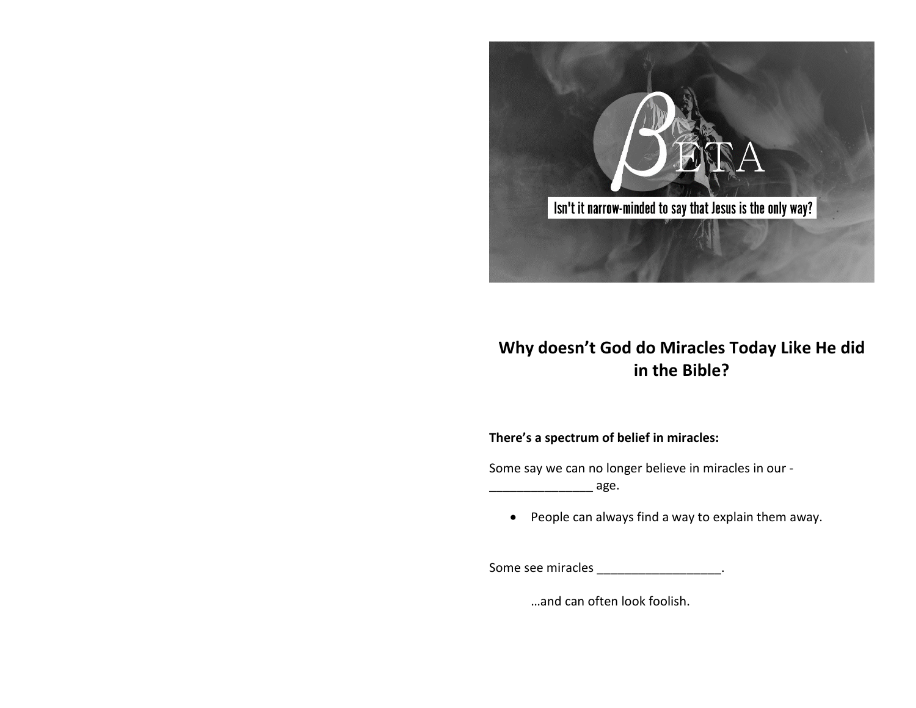## Why doesn't God do Miracles Today Like He did in the Bible?

**There's a spectrum of belief in miracles:**

Some say we can no longer believe in miracles in our -_______________ age.

- People can always find a way to explain them away.

Some see miracles __________________.

…and can often look foolish.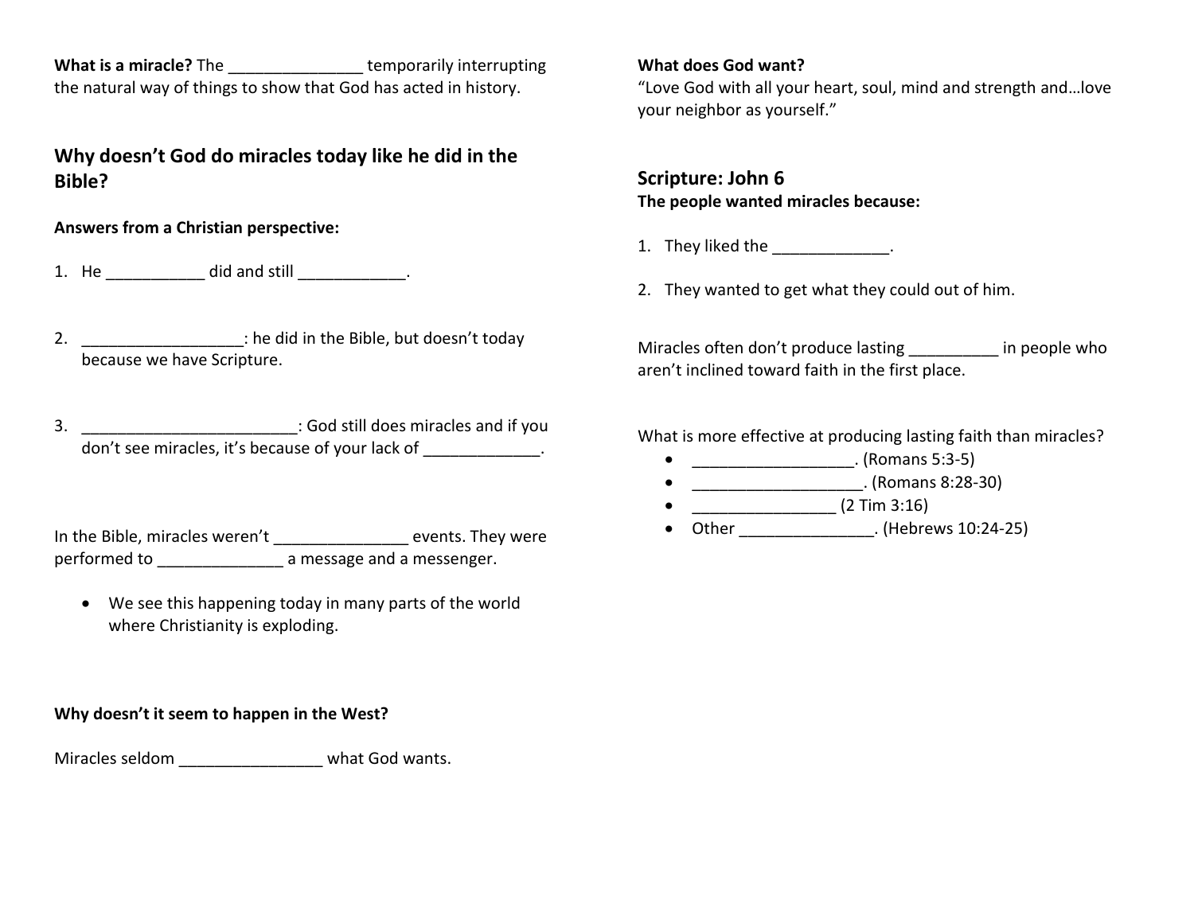**What is a miracle?** The _______________ temporarily interrupting the natural way of things to show that God has acted in history.

## Why doesn't God do miracles today like he did in the Bible?

**Answers from a Christian perspective:**

1. He ___________ did and still ____________.

2. __________________: he did in the Bible, but doesn't today because we have Scripture.

3. _________________________: God still does miracles and if you don't see miracles, it's because of your lack of _____________.

In the Bible, miracles weren't _______________ events. They were performed to ______________ a message and a messenger.

- We see this happening today in many parts of the world where Christianity is exploding.

**Why doesn't it seem to happen in the West?**

Miracles seldom ________________ what God wants.

**What does God want?**
"Love God with all your heart, soul, mind and strength and…love your neighbor as yourself."

## Scripture: John 6

**The people wanted miracles because:**

1. They liked the _____________.

2. They wanted to get what they could out of him.

Miracles often don't produce lasting __________ in people who aren't inclined toward faith in the first place.

What is more effective at producing lasting faith than miracles?

- __________________. (Romans 5:3-5)
- ___________________. (Romans 8:28-30)
- ________________ (2 Tim 3:16)
- Other _______________. (Hebrews 10:24-25)